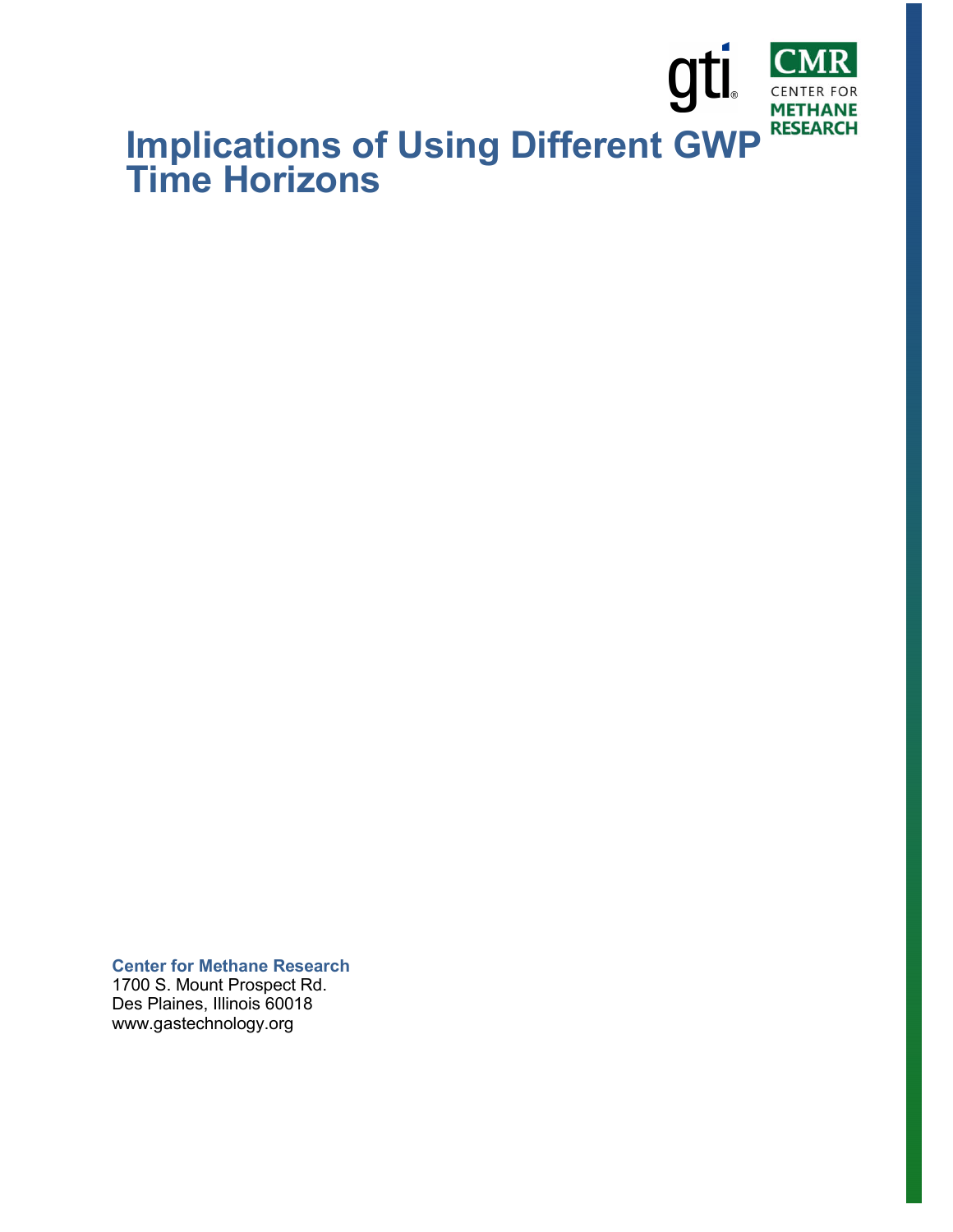# Implications of Using Different GWP Time Horizons

**Center for Methane Research**
1700 S. Mount Prospect Rd.
Des Plaines, Illinois 60018
www.gastechnology.org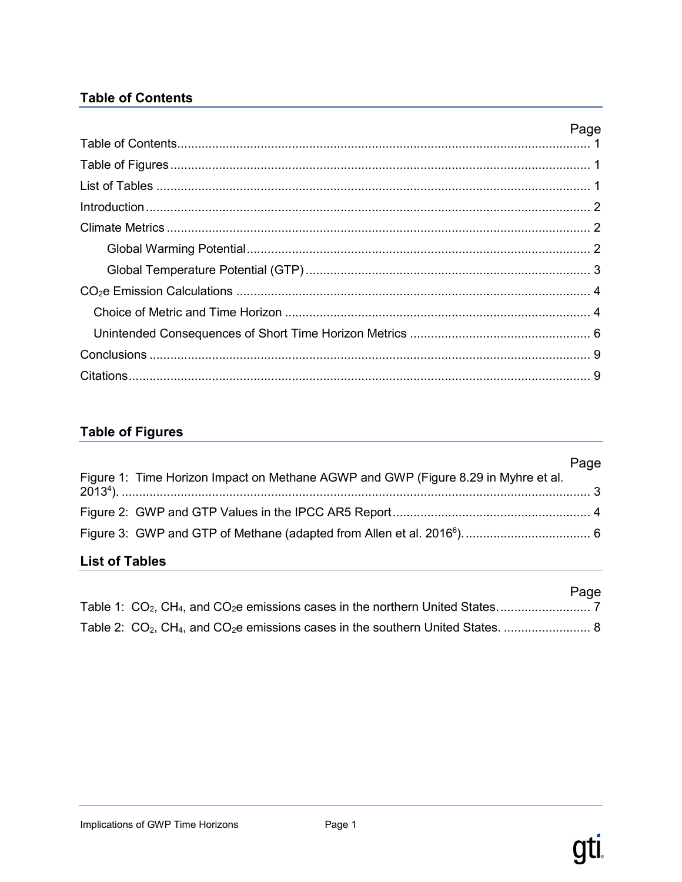## Table of Contents

| | Page |
|---|---|
| Table of Contents | 1 |
| Table of Figures | 1 |
| List of Tables | 1 |
| Introduction | 2 |
| Climate Metrics | 2 |
| Global Warming Potential | 2 |
| Global Temperature Potential (GTP) | 3 |
| $CO_2e$ Emission Calculations | 4 |
| Choice of Metric and Time Horizon | 4 |
| Unintended Consequences of Short Time Horizon Metrics | 6 |
| Conclusions | 9 |
| Citations | 9 |

## Table of Figures

| | Page |
|---|---|
| Figure 1: Time Horizon Impact on Methane AGWP and GWP (Figure 8.29 in Myhre et al. 2013[4]). | 3 |
| Figure 2: GWP and GTP Values in the IPCC AR5 Report | 4 |
| Figure 3: GWP and GTP of Methane (adapted from Allen et al. 2016[6]). | 6 |

## List of Tables

| | Page |
|---|---|
| Table 1: $CO_2$, $CH_4$, and $CO_2e$ emissions cases in the northern United States. | 7 |
| Table 2: $CO_2$, $CH_4$, and $CO_2e$ emissions cases in the southern United States. | 8 |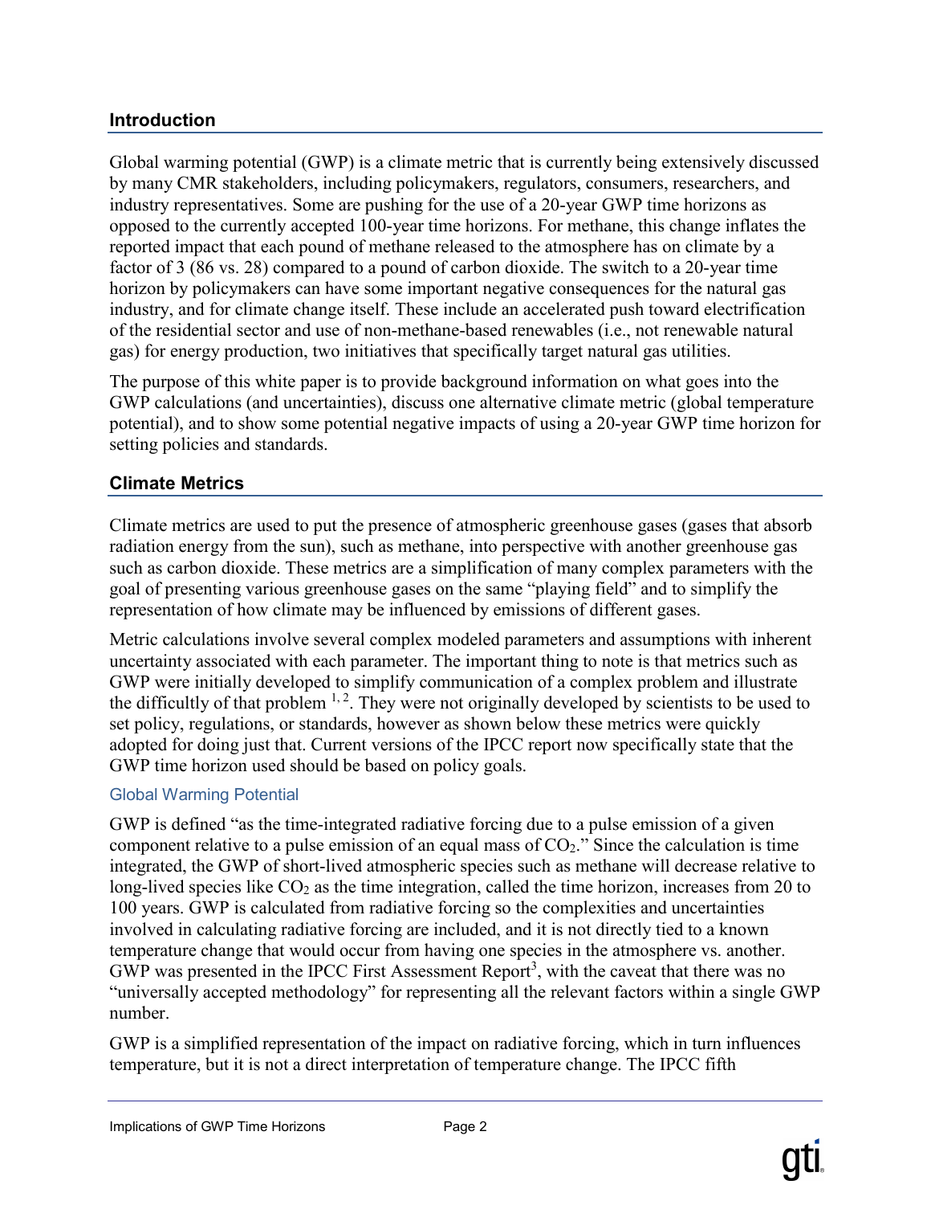## Introduction

Global warming potential (GWP) is a climate metric that is currently being extensively discussed by many CMR stakeholders, including policymakers, regulators, consumers, researchers, and industry representatives. Some are pushing for the use of a 20-year GWP time horizons as opposed to the currently accepted 100-year time horizons. For methane, this change inflates the reported impact that each pound of methane released to the atmosphere has on climate by a factor of 3 (86 vs. 28) compared to a pound of carbon dioxide. The switch to a 20-year time horizon by policymakers can have some important negative consequences for the natural gas industry, and for climate change itself. These include an accelerated push toward electrification of the residential sector and use of non-methane-based renewables (i.e., not renewable natural gas) for energy production, two initiatives that specifically target natural gas utilities.

The purpose of this white paper is to provide background information on what goes into the GWP calculations (and uncertainties), discuss one alternative climate metric (global temperature potential), and to show some potential negative impacts of using a 20-year GWP time horizon for setting policies and standards.

## Climate Metrics

Climate metrics are used to put the presence of atmospheric greenhouse gases (gases that absorb radiation energy from the sun), such as methane, into perspective with another greenhouse gas such as carbon dioxide. These metrics are a simplification of many complex parameters with the goal of presenting various greenhouse gases on the same "playing field" and to simplify the representation of how climate may be influenced by emissions of different gases.

Metric calculations involve several complex modeled parameters and assumptions with inherent uncertainty associated with each parameter. The important thing to note is that metrics such as GWP were initially developed to simplify communication of a complex problem and illustrate the difficultly of that problem [1, 2]. They were not originally developed by scientists to be used to set policy, regulations, or standards, however as shown below these metrics were quickly adopted for doing just that. Current versions of the IPCC report now specifically state that the GWP time horizon used should be based on policy goals.

### Global Warming Potential

GWP is defined "as the time-integrated radiative forcing due to a pulse emission of a given component relative to a pulse emission of an equal mass of $CO_2$." Since the calculation is time integrated, the GWP of short-lived atmospheric species such as methane will decrease relative to long-lived species like $CO_2$ as the time integration, called the time horizon, increases from 20 to 100 years. GWP is calculated from radiative forcing so the complexities and uncertainties involved in calculating radiative forcing are included, and it is not directly tied to a known temperature change that would occur from having one species in the atmosphere vs. another. GWP was presented in the IPCC First Assessment Report[3], with the caveat that there was no "universally accepted methodology" for representing all the relevant factors within a single GWP number.

GWP is a simplified representation of the impact on radiative forcing, which in turn influences temperature, but it is not a direct interpretation of temperature change. The IPCC fifth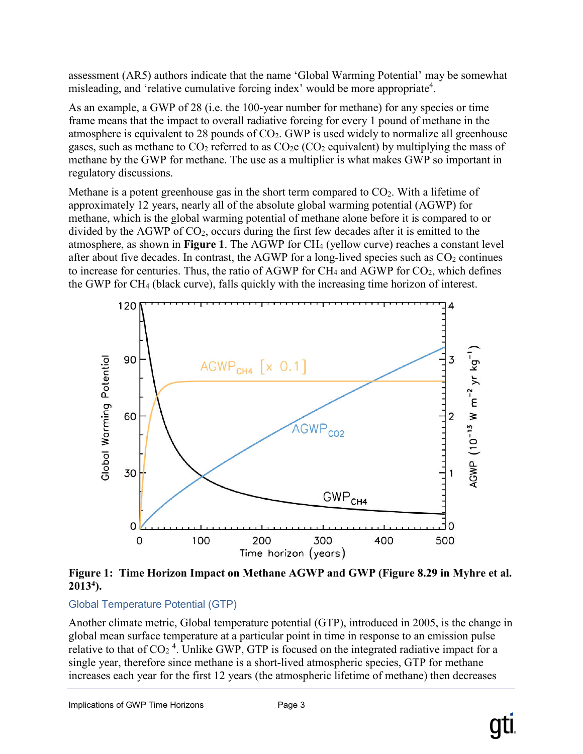assessment (AR5) authors indicate that the name 'Global Warming Potential' may be somewhat misleading, and 'relative cumulative forcing index' would be more appropriate[4].

As an example, a GWP of 28 (i.e. the 100-year number for methane) for any species or time frame means that the impact to overall radiative forcing for every 1 pound of methane in the atmosphere is equivalent to 28 pounds of $CO_2$. GWP is used widely to normalize all greenhouse gases, such as methane to $CO_2$ referred to as $CO_2e$ ($CO_2$ equivalent) by multiplying the mass of methane by the GWP for methane. The use as a multiplier is what makes GWP so important in regulatory discussions.

Methane is a potent greenhouse gas in the short term compared to $CO_2$. With a lifetime of approximately 12 years, nearly all of the absolute global warming potential (AGWP) for methane, which is the global warming potential of methane alone before it is compared to or divided by the AGWP of $CO_2$, occurs during the first few decades after it is emitted to the atmosphere, as shown in **Figure 1**. The AGWP for $CH_4$ (yellow curve) reaches a constant level after about five decades. In contrast, the AGWP for a long-lived species such as $CO_2$ continues to increase for centuries. Thus, the ratio of AGWP for $CH_4$ and AGWP for $CO_2$, which defines the GWP for $CH_4$ (black curve), falls quickly with the increasing time horizon of interest.

**Figure 1: Time Horizon Impact on Methane AGWP and GWP (Figure 8.29 in Myhre et al. 2013[4]).**

### Global Temperature Potential (GTP)

Another climate metric, Global temperature potential (GTP), introduced in 2005, is the change in global mean surface temperature at a particular point in time in response to an emission pulse relative to that of $CO_2$ [4]. Unlike GWP, GTP is focused on the integrated radiative impact for a single year, therefore since methane is a short-lived atmospheric species, GTP for methane increases each year for the first 12 years (the atmospheric lifetime of methane) then decreases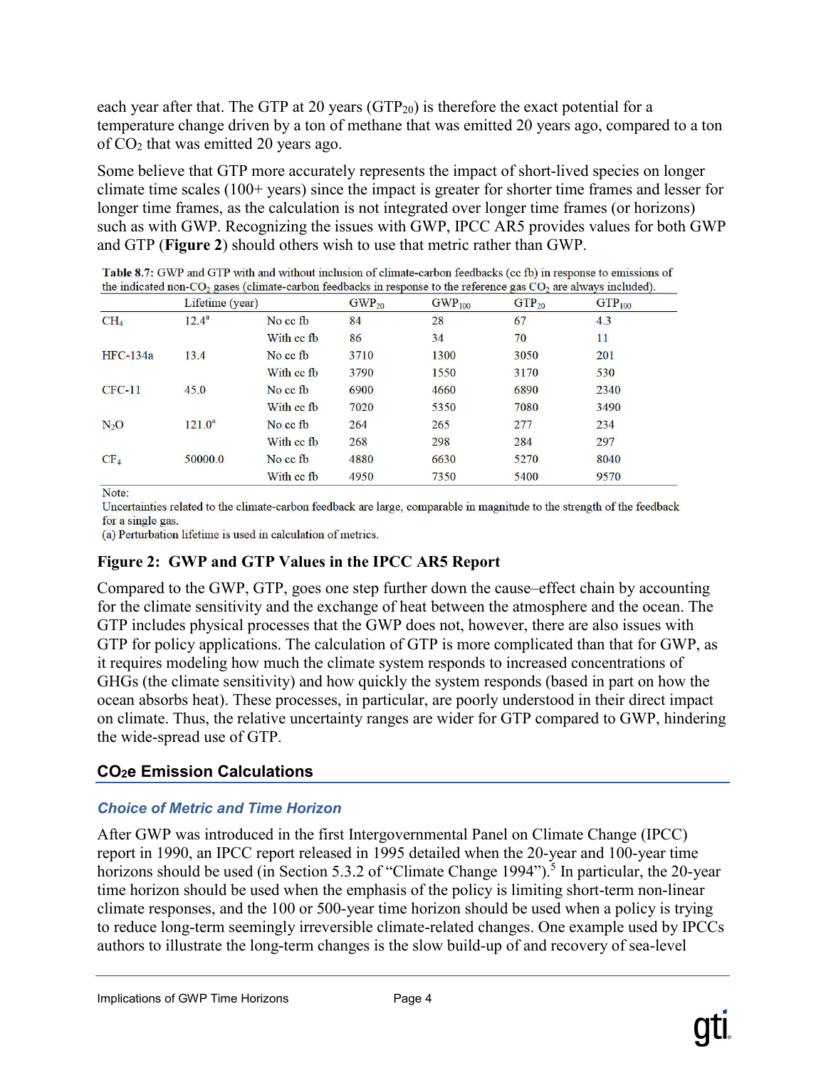each year after that. The GTP at 20 years ($GTP_{20}$) is therefore the exact potential for a temperature change driven by a ton of methane that was emitted 20 years ago, compared to a ton of $CO_2$ that was emitted 20 years ago.

Some believe that GTP more accurately represents the impact of short-lived species on longer climate time scales (100+ years) since the impact is greater for shorter time frames and lesser for longer time frames, as the calculation is not integrated over longer time frames (or horizons) such as with GWP. Recognizing the issues with GWP, IPCC AR5 provides values for both GWP and GTP (**Figure 2**) should others wish to use that metric rather than GWP.

**Table 8.7:** GWP and GTP with and without inclusion of climate-carbon feedbacks (cc fb) in response to emissions of the indicated non-$CO_2$ gases (climate-carbon feedbacks in response to the reference gas $CO_2$ are always included).

| | Lifetime (year) | | $GWP_{20}$ | $GWP_{100}$ | $GTP_{20}$ | $GTP_{100}$ |
|---|---|---|---|---|---|---|
| $CH_4$ | 12.4[a] | No cc fb | 84 | 28 | 67 | 4.3 |
| | | With cc fb | 86 | 34 | 70 | 11 |
| HFC-134a | 13.4 | No cc fb | 3710 | 1300 | 3050 | 201 |
| | | With cc fb | 3790 | 1550 | 3170 | 530 |
| CFC-11 | 45.0 | No cc fb | 6900 | 4660 | 6890 | 2340 |
| | | With cc fb | 7020 | 5350 | 7080 | 3490 |
| $N_2O$ | 121.0[a] | No cc fb | 264 | 265 | 277 | 234 |
| | | With cc fb | 268 | 298 | 284 | 297 |
| $CF_4$ | 50000.0 | No cc fb | 4880 | 6630 | 5270 | 8040 |
| | | With cc fb | 4950 | 7350 | 5400 | 9570 |

Note:
Uncertainties related to the climate-carbon feedback are large, comparable in magnitude to the strength of the feedback for a single gas.
(a) Perturbation lifetime is used in calculation of metrics.

**Figure 2: GWP and GTP Values in the IPCC AR5 Report**

Compared to the GWP, GTP, goes one step further down the cause–effect chain by accounting for the climate sensitivity and the exchange of heat between the atmosphere and the ocean. The GTP includes physical processes that the GWP does not, however, there are also issues with GTP for policy applications. The calculation of GTP is more complicated than that for GWP, as it requires modeling how much the climate system responds to increased concentrations of GHGs (the climate sensitivity) and how quickly the system responds (based in part on how the ocean absorbs heat). These processes, in particular, are poorly understood in their direct impact on climate. Thus, the relative uncertainty ranges are wider for GTP compared to GWP, hindering the wide-spread use of GTP.

## $CO_2e$ Emission Calculations

### *Choice of Metric and Time Horizon*

After GWP was introduced in the first Intergovernmental Panel on Climate Change (IPCC) report in 1990, an IPCC report released in 1995 detailed when the 20-year and 100-year time horizons should be used (in Section 5.3.2 of "Climate Change 1994").[5] In particular, the 20-year time horizon should be used when the emphasis of the policy is limiting short-term non-linear climate responses, and the 100 or 500-year time horizon should be used when a policy is trying to reduce long-term seemingly irreversible climate-related changes. One example used by IPCCs authors to illustrate the long-term changes is the slow build-up of and recovery of sea-level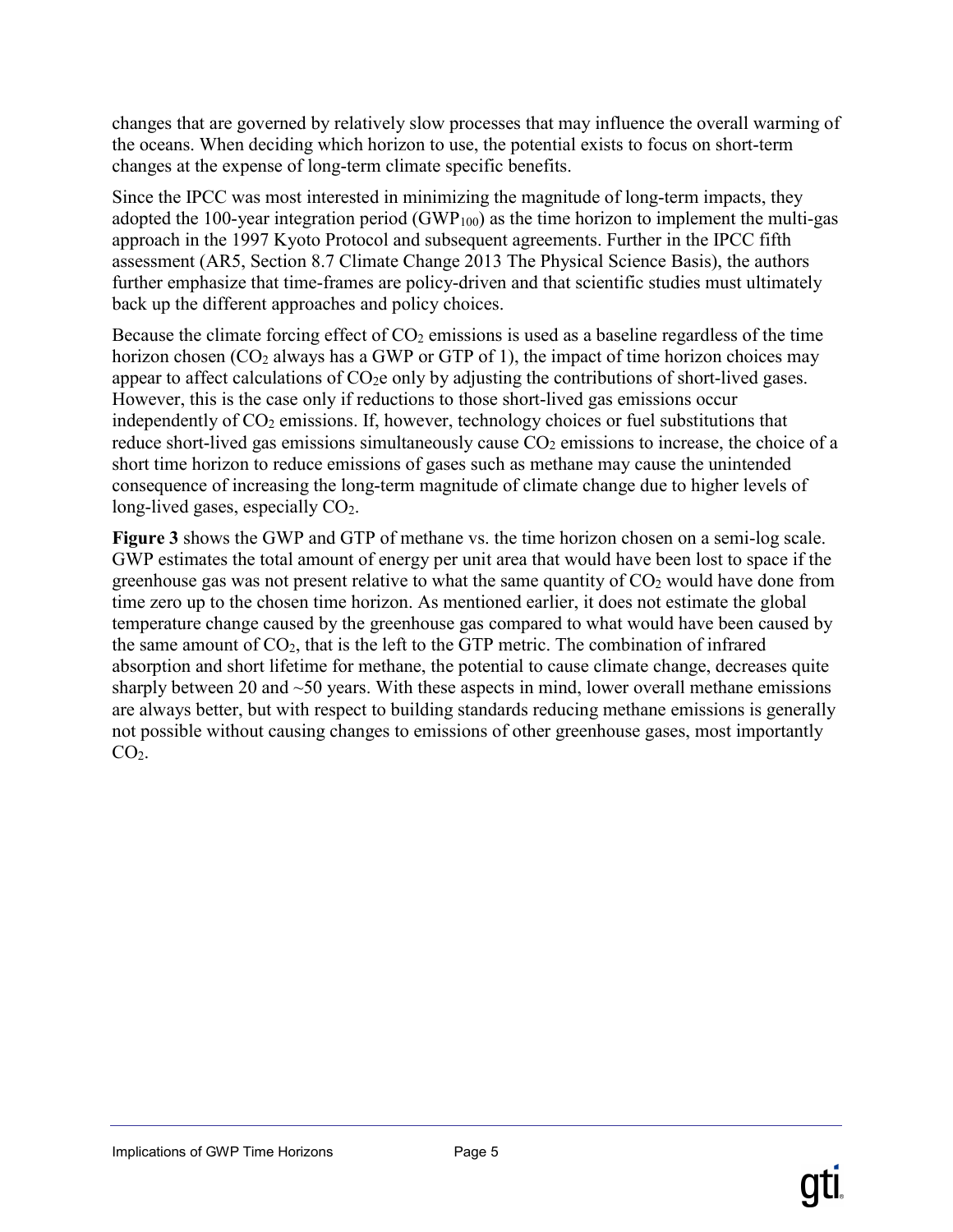changes that are governed by relatively slow processes that may influence the overall warming of the oceans. When deciding which horizon to use, the potential exists to focus on short-term changes at the expense of long-term climate specific benefits.

Since the IPCC was most interested in minimizing the magnitude of long-term impacts, they adopted the 100-year integration period ($GWP_{100}$) as the time horizon to implement the multi-gas approach in the 1997 Kyoto Protocol and subsequent agreements. Further in the IPCC fifth assessment (AR5, Section 8.7 Climate Change 2013 The Physical Science Basis), the authors further emphasize that time-frames are policy-driven and that scientific studies must ultimately back up the different approaches and policy choices.

Because the climate forcing effect of $CO_2$ emissions is used as a baseline regardless of the time horizon chosen ($CO_2$ always has a GWP or GTP of 1), the impact of time horizon choices may appear to affect calculations of $CO_2e$ only by adjusting the contributions of short-lived gases. However, this is the case only if reductions to those short-lived gas emissions occur independently of $CO_2$ emissions. If, however, technology choices or fuel substitutions that reduce short-lived gas emissions simultaneously cause $CO_2$ emissions to increase, the choice of a short time horizon to reduce emissions of gases such as methane may cause the unintended consequence of increasing the long-term magnitude of climate change due to higher levels of long-lived gases, especially $CO_2$.

**Figure 3** shows the GWP and GTP of methane vs. the time horizon chosen on a semi-log scale. GWP estimates the total amount of energy per unit area that would have been lost to space if the greenhouse gas was not present relative to what the same quantity of $CO_2$ would have done from time zero up to the chosen time horizon. As mentioned earlier, it does not estimate the global temperature change caused by the greenhouse gas compared to what would have been caused by the same amount of $CO_2$, that is the left to the GTP metric. The combination of infrared absorption and short lifetime for methane, the potential to cause climate change, decreases quite sharply between 20 and ~50 years. With these aspects in mind, lower overall methane emissions are always better, but with respect to building standards reducing methane emissions is generally not possible without causing changes to emissions of other greenhouse gases, most importantly $CO_2$.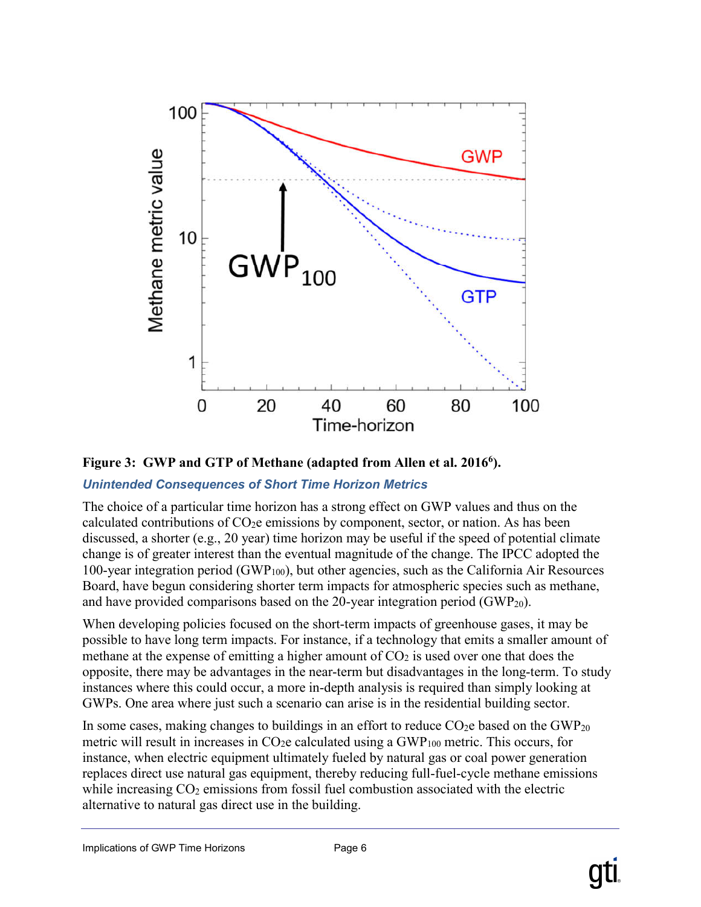**Figure 3: GWP and GTP of Methane (adapted from Allen et al. 2016[6]).**

### *Unintended Consequences of Short Time Horizon Metrics*

The choice of a particular time horizon has a strong effect on GWP values and thus on the calculated contributions of $CO_2e$ emissions by component, sector, or nation. As has been discussed, a shorter (e.g., 20 year) time horizon may be useful if the speed of potential climate change is of greater interest than the eventual magnitude of the change. The IPCC adopted the 100-year integration period ($GWP_{100}$), but other agencies, such as the California Air Resources Board, have begun considering shorter term impacts for atmospheric species such as methane, and have provided comparisons based on the 20-year integration period ($GWP_{20}$).

When developing policies focused on the short-term impacts of greenhouse gases, it may be possible to have long term impacts. For instance, if a technology that emits a smaller amount of methane at the expense of emitting a higher amount of $CO_2$ is used over one that does the opposite, there may be advantages in the near-term but disadvantages in the long-term. To study instances where this could occur, a more in-depth analysis is required than simply looking at GWPs. One area where just such a scenario can arise is in the residential building sector.

In some cases, making changes to buildings in an effort to reduce $CO_2e$ based on the $GWP_{20}$ metric will result in increases in $CO_2e$ calculated using a $GWP_{100}$ metric. This occurs, for instance, when electric equipment ultimately fueled by natural gas or coal power generation replaces direct use natural gas equipment, thereby reducing full-fuel-cycle methane emissions while increasing $CO_2$ emissions from fossil fuel combustion associated with the electric alternative to natural gas direct use in the building.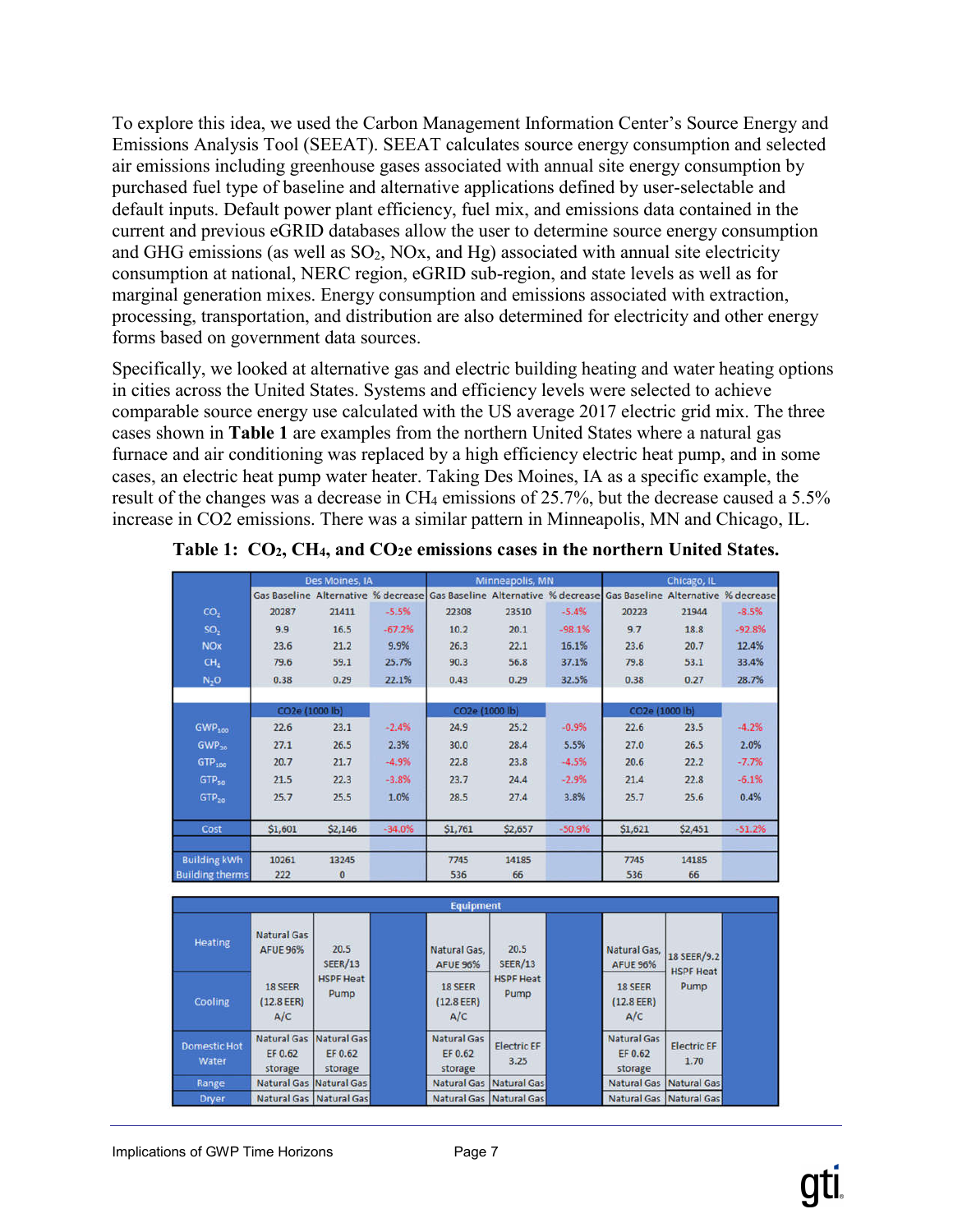To explore this idea, we used the Carbon Management Information Center's Source Energy and Emissions Analysis Tool (SEEAT). SEEAT calculates source energy consumption and selected air emissions including greenhouse gases associated with annual site energy consumption by purchased fuel type of baseline and alternative applications defined by user-selectable and default inputs. Default power plant efficiency, fuel mix, and emissions data contained in the current and previous eGRID databases allow the user to determine source energy consumption and GHG emissions (as well as $SO_2$, NOx, and Hg) associated with annual site electricity consumption at national, NERC region, eGRID sub-region, and state levels as well as for marginal generation mixes. Energy consumption and emissions associated with extraction, processing, transportation, and distribution are also determined for electricity and other energy forms based on government data sources.

Specifically, we looked at alternative gas and electric building heating and water heating options in cities across the United States. Systems and efficiency levels were selected to achieve comparable source energy use calculated with the US average 2017 electric grid mix. The three cases shown in **Table 1** are examples from the northern United States where a natural gas furnace and air conditioning was replaced by a high efficiency electric heat pump, and in some cases, an electric heat pump water heater. Taking Des Moines, IA as a specific example, the result of the changes was a decrease in $CH_4$ emissions of 25.7%, but the decrease caused a 5.5% increase in CO2 emissions. There was a similar pattern in Minneapolis, MN and Chicago, IL.

**Table 1: $CO_2$, $CH_4$, and $CO_2$e emissions cases in the northern United States.**

| | Des Moines, IA | | | Minneapolis, MN | | | Chicago, IL | | |
|---|---|---|---|---|---|---|---|---|---|
| | Gas Baseline | Alternative | % decrease | Gas Baseline | Alternative | % decrease | Gas Baseline | Alternative | % decrease |
| $CO_2$ | 20287 | 21411 | -5.5% | 22308 | 23510 | -5.4% | 20223 | 21944 | -8.5% |
| $SO_2$ | 9.9 | 16.5 | -67.2% | 10.2 | 20.1 | -98.1% | 9.7 | 18.8 | -92.8% |
| NOx | 23.6 | 21.2 | 9.9% | 26.3 | 22.1 | 16.1% | 23.6 | 20.7 | 12.4% |
| $CH_4$ | 79.6 | 59.1 | 25.7% | 90.3 | 56.8 | 37.1% | 79.8 | 53.1 | 33.4% |
| $N_2O$ | 0.38 | 0.29 | 22.1% | 0.43 | 0.29 | 32.5% | 0.38 | 0.27 | 28.7% |
| | CO2e (1000 lb) | | | CO2e (1000 lb) | | | CO2e (1000 lb) | | |
| $GWP_{100}$ | 22.6 | 23.1 | -2.4% | 24.9 | 25.2 | -0.9% | 22.6 | 23.5 | -4.2% |
| $GWP_{20}$ | 27.1 | 26.5 | 2.3% | 30.0 | 28.4 | 5.5% | 27.0 | 26.5 | 2.0% |
| $GTP_{100}$ | 20.7 | 21.7 | -4.9% | 22.8 | 23.8 | -4.5% | 20.6 | 22.2 | -7.7% |
| $GTP_{50}$ | 21.5 | 22.3 | -3.8% | 23.7 | 24.4 | -2.9% | 21.4 | 22.8 | -6.1% |
| $GTP_{20}$ | 25.7 | 25.5 | 1.0% | 28.5 | 27.4 | 3.8% | 25.7 | 25.6 | 0.4% |
| Cost | $1,601 | $2,146 | -34.0% | $1,761 | $2,657 | -50.9% | $1,621 | $2,451 | -51.2% |
| Building kWh | 10261 | 13245 | | 7745 | 14185 | | 7745 | 14185 | |
| Building therms | 222 | 0 | | 536 | 66 | | 536 | 66 | |

| Equipment | Des Moines Baseline | Des Moines Alternative | | Minneapolis Baseline | Minneapolis Alternative | | Chicago Baseline | Chicago Alternative | |
|---|---|---|---|---|---|---|---|---|---|
| Heating | Natural Gas AFUE 96% | 20.5 SEER/13 HSPF Heat Pump | | Natural Gas, AFUE 96% | 20.5 SEER/13 HSPF Heat Pump | | Natural Gas, AFUE 96% | 18 SEER/9.2 HSPF Heat Pump | |
| Cooling | 18 SEER (12.8 EER) A/C | | | 18 SEER (12.8 EER) A/C | | | 18 SEER (12.8 EER) A/C | | |
| Domestic Hot Water | Natural Gas EF 0.62 storage | Natural Gas EF 0.62 storage | | Natural Gas EF 0.62 storage | Electric EF 3.25 | | Natural Gas EF 0.62 storage | Electric EF 1.70 | |
| Range | Natural Gas | Natural Gas | | Natural Gas | Natural Gas | | Natural Gas | Natural Gas | |
| Dryer | Natural Gas | Natural Gas | | Natural Gas | Natural Gas | | Natural Gas | Natural Gas | |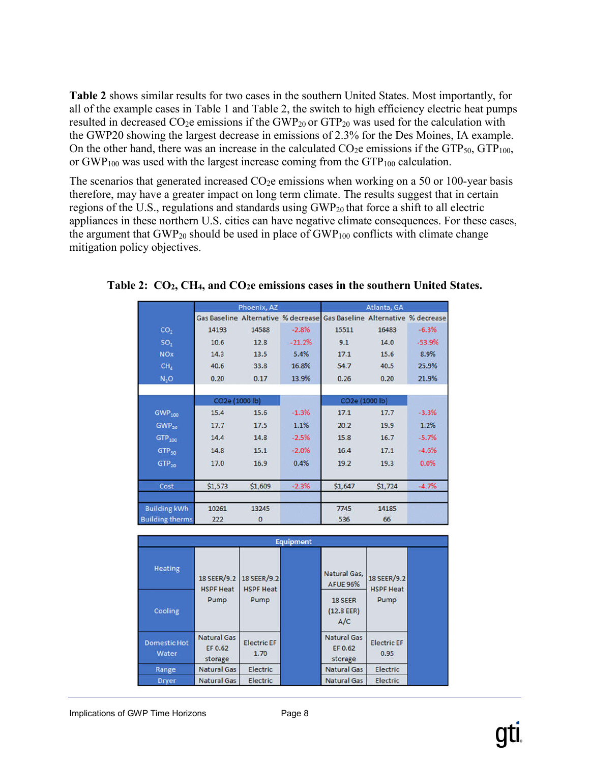**Table 2** shows similar results for two cases in the southern United States. Most importantly, for all of the example cases in Table 1 and Table 2, the switch to high efficiency electric heat pumps resulted in decreased $CO_2$e emissions if the $GWP_{20}$ or $GTP_{20}$ was used for the calculation with the GWP20 showing the largest decrease in emissions of 2.3% for the Des Moines, IA example. On the other hand, there was an increase in the calculated $CO_2$e emissions if the $GTP_{50}$, $GTP_{100}$, or $GWP_{100}$ was used with the largest increase coming from the $GTP_{100}$ calculation.

The scenarios that generated increased $CO_2$e emissions when working on a 50 or 100-year basis therefore, may have a greater impact on long term climate. The results suggest that in certain regions of the U.S., regulations and standards using $GWP_{20}$ that force a shift to all electric appliances in these northern U.S. cities can have negative climate consequences. For these cases, the argument that $GWP_{20}$ should be used in place of $GWP_{100}$ conflicts with climate change mitigation policy objectives.

**Table 2: $CO_2$, $CH_4$, and $CO_2$e emissions cases in the southern United States.**

| | Phoenix, AZ | | | Atlanta, GA | | |
|---|---|---|---|---|---|---|
| | Gas Baseline | Alternative | % decrease | Gas Baseline | Alternative | % decrease |
| $CO_2$ | 14193 | 14588 | -2.8% | 15511 | 16483 | -6.3% |
| $SO_2$ | 10.6 | 12.8 | -21.2% | 9.1 | 14.0 | -53.9% |
| NOx | 14.3 | 13.5 | 5.4% | 17.1 | 15.6 | 8.9% |
| $CH_4$ | 40.6 | 33.8 | 16.8% | 54.7 | 40.5 | 25.9% |
| $N_2O$ | 0.20 | 0.17 | 13.9% | 0.26 | 0.20 | 21.9% |
| | $CO_2$e (1000 lb) | | | $CO_2$e (1000 lb) | | |
| $GWP_{100}$ | 15.4 | 15.6 | -1.3% | 17.1 | 17.7 | -3.3% |
| $GWP_{20}$ | 17.7 | 17.5 | 1.1% | 20.2 | 19.9 | 1.2% |
| $GTP_{100}$ | 14.4 | 14.8 | -2.5% | 15.8 | 16.7 | -5.7% |
| $GTP_{50}$ | 14.8 | 15.1 | -2.0% | 16.4 | 17.1 | -4.6% |
| $GTP_{20}$ | 17.0 | 16.9 | 0.4% | 19.2 | 19.3 | 0.0% |
| Cost | $1,573 | $1,609 | -2.3% | $1,647 | $1,724 | -4.7% |
| Building kWh | 10261 | 13245 | | 7745 | 14185 | |
| Building therms | 222 | 0 | | 536 | 66 | |

| Equipment | Phoenix, AZ Gas Baseline | Phoenix, AZ Alternative | | Atlanta, GA Gas Baseline | Atlanta, GA Alternative | |
|---|---|---|---|---|---|---|
| Heating | 18 SEER/9.2 HSPF Heat Pump | 18 SEER/9.2 HSPF Heat Pump | | Natural Gas, AFUE 96% | 18 SEER/9.2 HSPF Heat Pump | |
| Cooling | 18 SEER/9.2 HSPF Heat Pump | 18 SEER/9.2 HSPF Heat Pump | | 18 SEER (12.8 EER) A/C | 18 SEER/9.2 HSPF Heat Pump | |
| Domestic Hot Water | Natural Gas EF 0.62 storage | Electric EF 1.70 | | Natural Gas EF 0.62 storage | Electric EF 0.95 | |
| Range | Natural Gas | Electric | | Natural Gas | Electric | |
| Dryer | Natural Gas | Electric | | Natural Gas | Electric | |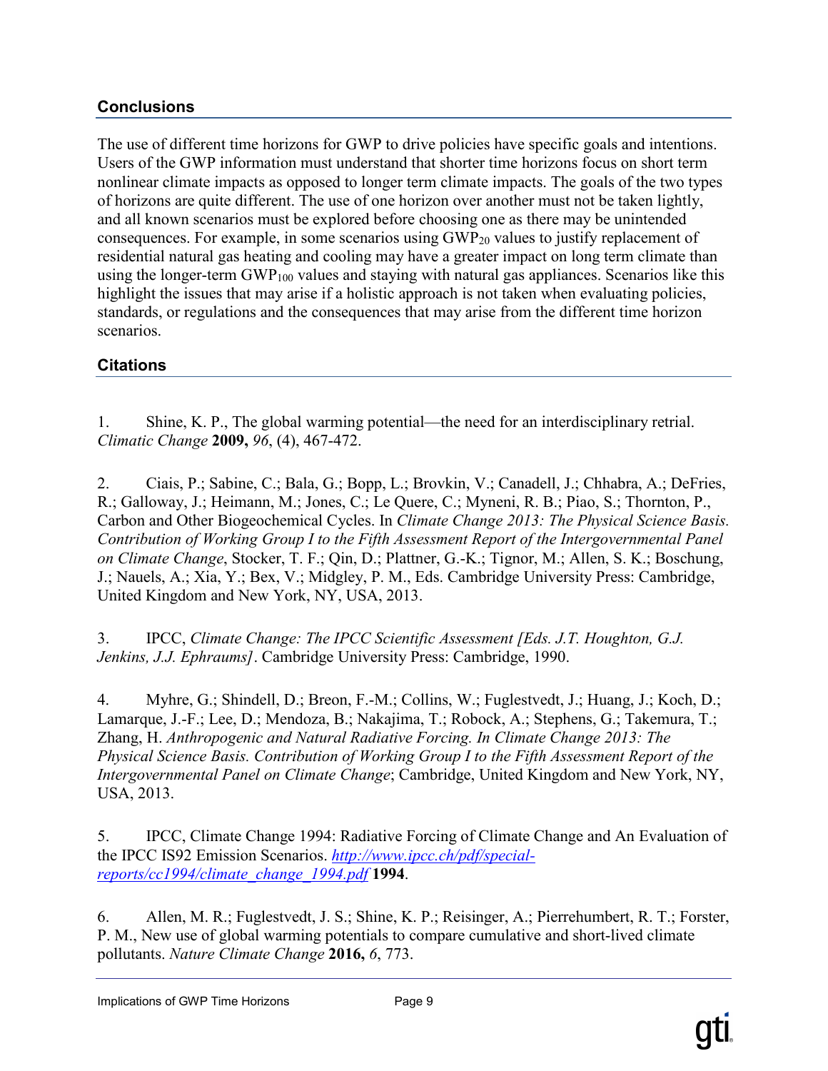## Conclusions

The use of different time horizons for GWP to drive policies have specific goals and intentions. Users of the GWP information must understand that shorter time horizons focus on short term nonlinear climate impacts as opposed to longer term climate impacts. The goals of the two types of horizons are quite different. The use of one horizon over another must not be taken lightly, and all known scenarios must be explored before choosing one as there may be unintended consequences. For example, in some scenarios using $GWP_{20}$ values to justify replacement of residential natural gas heating and cooling may have a greater impact on long term climate than using the longer-term $GWP_{100}$ values and staying with natural gas appliances. Scenarios like this highlight the issues that may arise if a holistic approach is not taken when evaluating policies, standards, or regulations and the consequences that may arise from the different time horizon scenarios.

## Citations

1. Shine, K. P., The global warming potential—the need for an interdisciplinary retrial. *Climatic Change* **2009,** *96*, (4), 467-472.

2. Ciais, P.; Sabine, C.; Bala, G.; Bopp, L.; Brovkin, V.; Canadell, J.; Chhabra, A.; DeFries, R.; Galloway, J.; Heimann, M.; Jones, C.; Le Quere, C.; Myneni, R. B.; Piao, S.; Thornton, P., Carbon and Other Biogeochemical Cycles. In *Climate Change 2013: The Physical Science Basis. Contribution of Working Group I to the Fifth Assessment Report of the Intergovernmental Panel on Climate Change*, Stocker, T. F.; Qin, D.; Plattner, G.-K.; Tignor, M.; Allen, S. K.; Boschung, J.; Nauels, A.; Xia, Y.; Bex, V.; Midgley, P. M., Eds. Cambridge University Press: Cambridge, United Kingdom and New York, NY, USA, 2013.

3. IPCC, *Climate Change: The IPCC Scientific Assessment [Eds. J.T. Houghton, G.J. Jenkins, J.J. Ephraums]*. Cambridge University Press: Cambridge, 1990.

4. Myhre, G.; Shindell, D.; Breon, F.-M.; Collins, W.; Fuglestvedt, J.; Huang, J.; Koch, D.; Lamarque, J.-F.; Lee, D.; Mendoza, B.; Nakajima, T.; Robock, A.; Stephens, G.; Takemura, T.; Zhang, H. *Anthropogenic and Natural Radiative Forcing. In Climate Change 2013: The Physical Science Basis. Contribution of Working Group I to the Fifth Assessment Report of the Intergovernmental Panel on Climate Change*; Cambridge, United Kingdom and New York, NY, USA, 2013.

5. IPCC, Climate Change 1994: Radiative Forcing of Climate Change and An Evaluation of the IPCC IS92 Emission Scenarios. *http://www.ipcc.ch/pdf/special-reports/cc1994/climate_change_1994.pdf* **1994**.

6. Allen, M. R.; Fuglestvedt, J. S.; Shine, K. P.; Reisinger, A.; Pierrehumbert, R. T.; Forster, P. M., New use of global warming potentials to compare cumulative and short-lived climate pollutants. *Nature Climate Change* **2016,** *6*, 773.